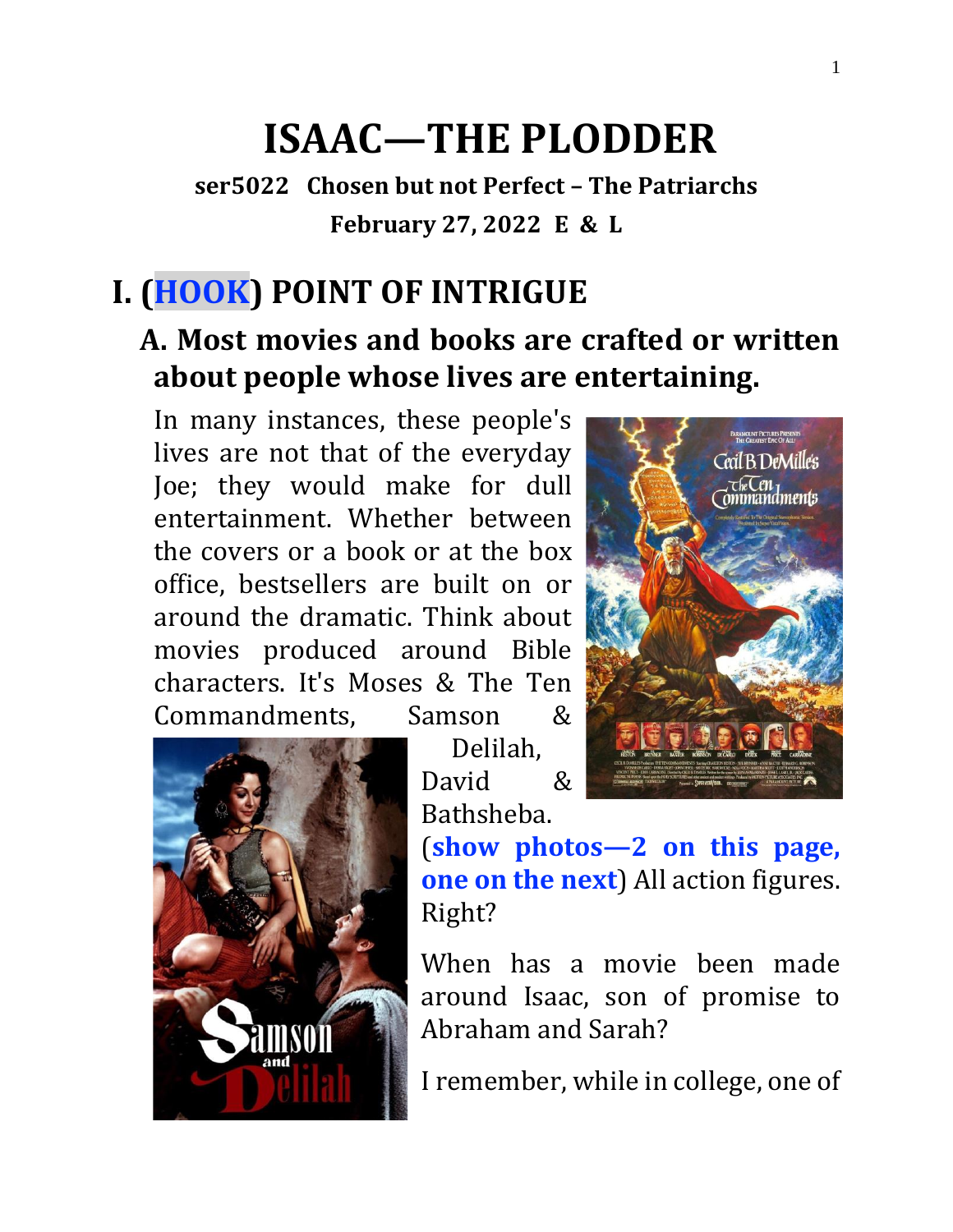# ISAAC—THE PLODDER

**ser5022 Chosen but not Perfect – The Patriarchs**

**February 27, 2022 E & L**

## I. (HOOK) POINT OF INTRIGUE

### A. Most movies and books are crafted or written about people whose lives are entertaining.

In many instances, these people's lives are not that of the everyday Joe; they would make for dull entertainment. Whether between the covers or a book or at the box office, bestsellers are built on or around the dramatic. Think about movies produced around Bible characters. It's Moses & The Ten Commandments, Samson & Delilah, David & Bathsheba. (**show photos—2 on this page, one on the next**) All action figures. Right?

When has a movie been made around Isaac, son of promise to Abraham and Sarah?

I remember, while in college, one of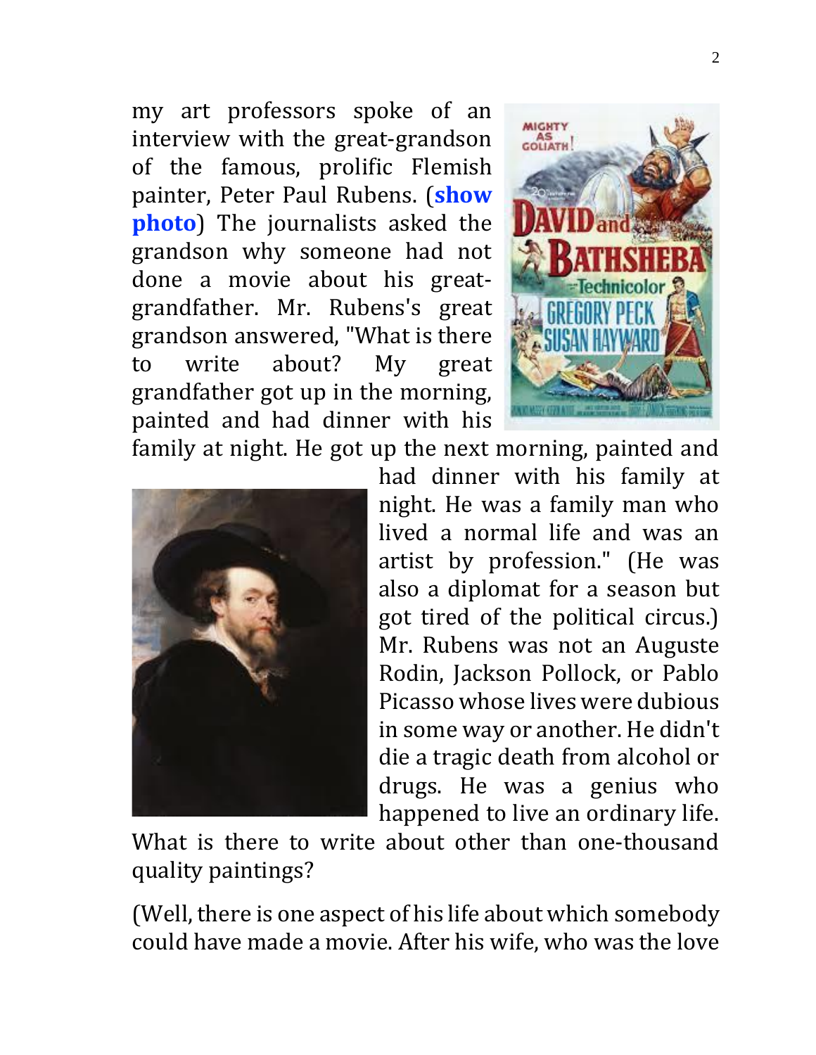my art professors spoke of an interview with the great-grandson of the famous, prolific Flemish painter, Peter Paul Rubens. (**show photo**) The journalists asked the grandson why someone had not done a movie about his great-grandfather. Mr. Rubens's great grandson answered, "What is there to write about? My great grandfather got up in the morning, painted and had dinner with his family at night. He got up the next morning, painted and had dinner with his family at night. He was a family man who lived a normal life and was an artist by profession." (He was also a diplomat for a season but got tired of the political circus.) Mr. Rubens was not an Auguste Rodin, Jackson Pollock, or Pablo Picasso whose lives were dubious in some way or another. He didn't die a tragic death from alcohol or drugs. He was a genius who happened to live an ordinary life. What is there to write about other than one-thousand quality paintings?

(Well, there is one aspect of his life about which somebody could have made a movie. After his wife, who was the love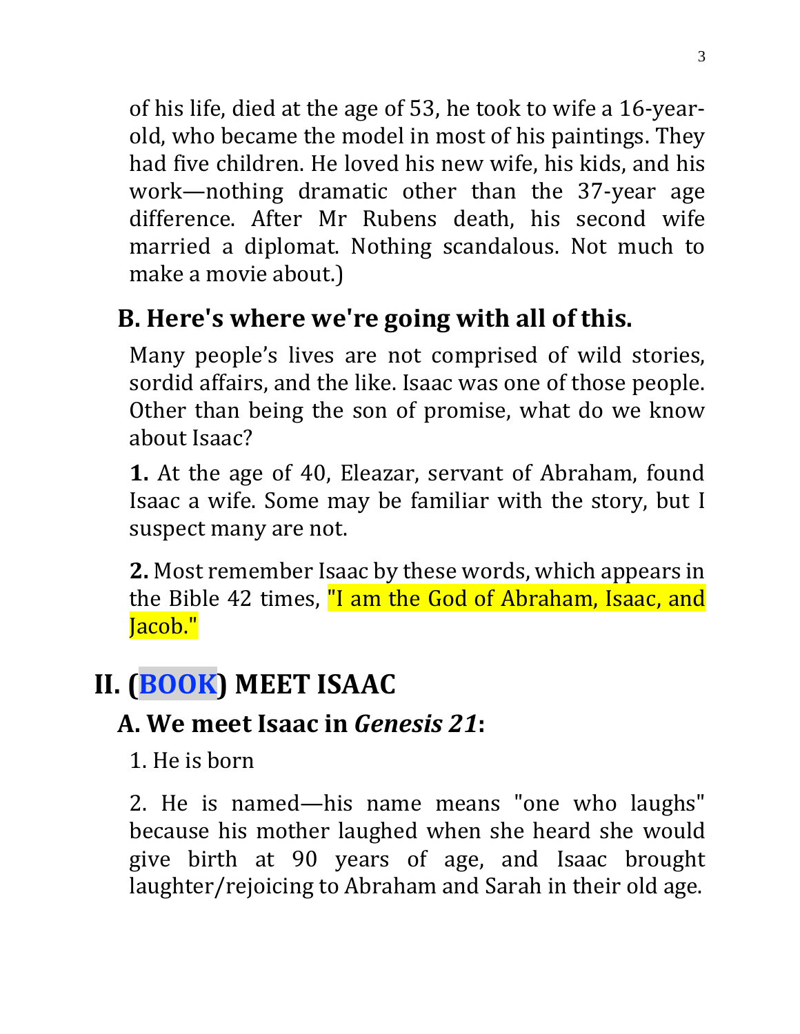of his life, died at the age of 53, he took to wife a 16-year-old, who became the model in most of his paintings. They had five children. He loved his new wife, his kids, and his work—nothing dramatic other than the 37-year age difference. After Mr Rubens death, his second wife married a diplomat. Nothing scandalous. Not much to make a movie about.)

## B. Here's where we're going with all of this.

Many people's lives are not comprised of wild stories, sordid affairs, and the like. Isaac was one of those people. Other than being the son of promise, what do we know about Isaac?

**1.** At the age of 40, Eleazar, servant of Abraham, found Isaac a wife. Some may be familiar with the story, but I suspect many are not.

**2.** Most remember Isaac by these words, which appears in the Bible 42 times, "I am the God of Abraham, Isaac, and Jacob."

# II. (BOOK) MEET ISAAC

## A. We meet Isaac in *Genesis 21*:

1. He is born

2. He is named—his name means "one who laughs" because his mother laughed when she heard she would give birth at 90 years of age, and Isaac brought laughter/rejoicing to Abraham and Sarah in their old age.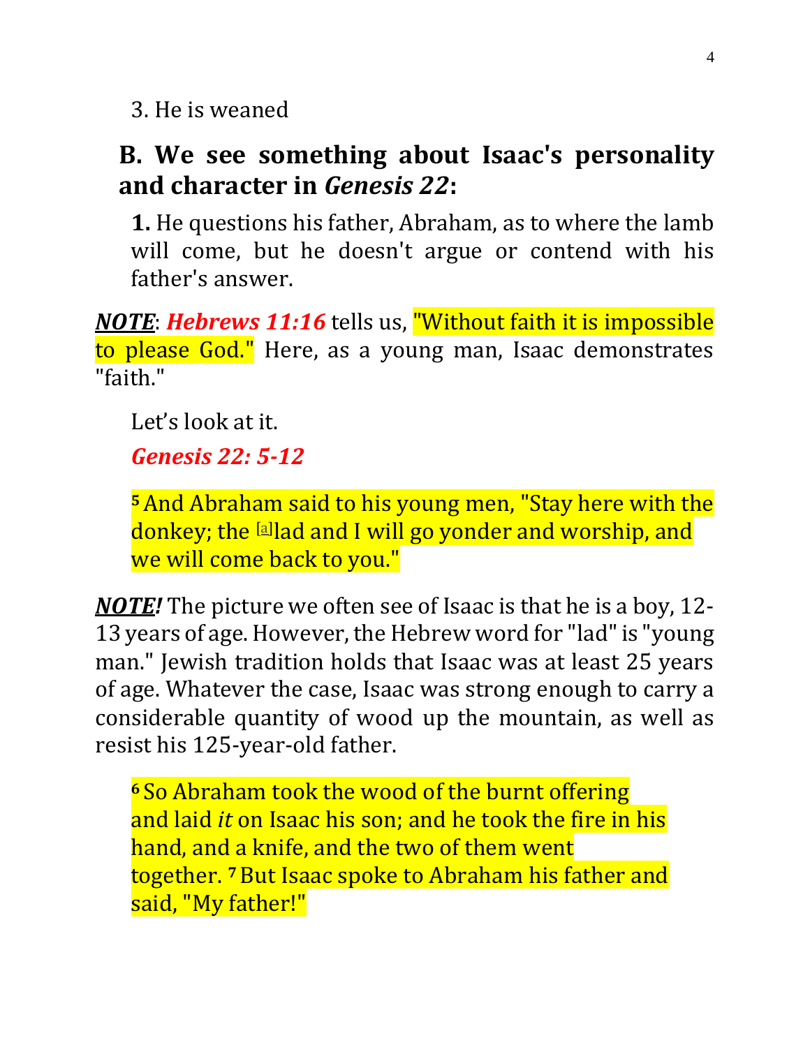3. He is weaned

## B. We see something about Isaac's personality and character in *Genesis 22*:

**1.** He questions his father, Abraham, as to where the lamb will come, but he doesn't argue or contend with his father's answer.

***NOTE***: ***Hebrews 11:16*** tells us, "Without faith it is impossible to please God." Here, as a young man, Isaac demonstrates "faith."

Let's look at it.

***Genesis 22: 5-12***

**5** And Abraham said to his young men, "Stay here with the donkey; the [a]lad and I will go yonder and worship, and we will come back to you."

***NOTE!*** The picture we often see of Isaac is that he is a boy, 12-13 years of age. However, the Hebrew word for "lad" is "young man." Jewish tradition holds that Isaac was at least 25 years of age. Whatever the case, Isaac was strong enough to carry a considerable quantity of wood up the mountain, as well as resist his 125-year-old father.

**6** So Abraham took the wood of the burnt offering and laid *it* on Isaac his son; and he took the fire in his hand, and a knife, and the two of them went together. **7** But Isaac spoke to Abraham his father and said, "My father!"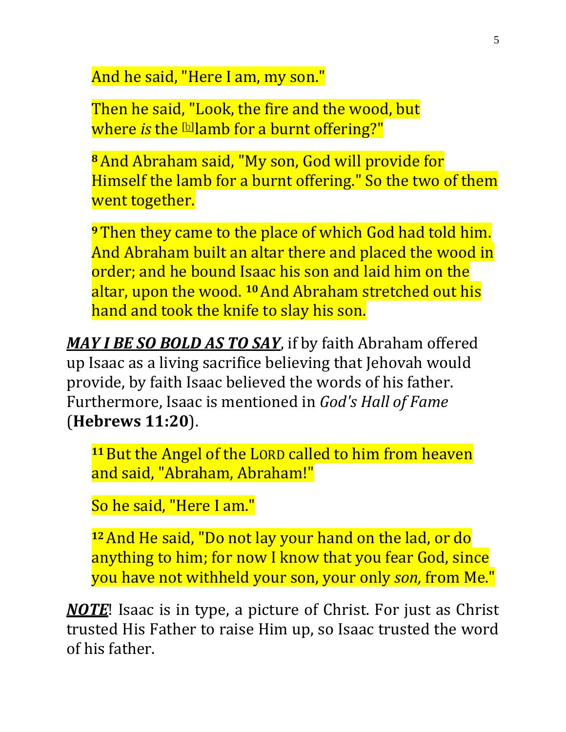And he said, "Here I am, my son."

Then he said, "Look, the fire and the wood, but where *is* the [b]lamb for a burnt offering?"

**8** And Abraham said, "My son, God will provide for Himself the lamb for a burnt offering." So the two of them went together.

**9** Then they came to the place of which God had told him. And Abraham built an altar there and placed the wood in order; and he bound Isaac his son and laid him on the altar, upon the wood. **10** And Abraham stretched out his hand and took the knife to slay his son.

***MAY I BE SO BOLD AS TO SAY***, if by faith Abraham offered up Isaac as a living sacrifice believing that Jehovah would provide, by faith Isaac believed the words of his father. Furthermore, Isaac is mentioned in *God's Hall of Fame* (**Hebrews 11:20**).

**11** But the Angel of the LORD called to him from heaven and said, "Abraham, Abraham!"

So he said, "Here I am."

**12** And He said, "Do not lay your hand on the lad, or do anything to him; for now I know that you fear God, since you have not withheld your son, your only *son,* from Me."

***NOTE***! Isaac is in type, a picture of Christ. For just as Christ trusted His Father to raise Him up, so Isaac trusted the word of his father.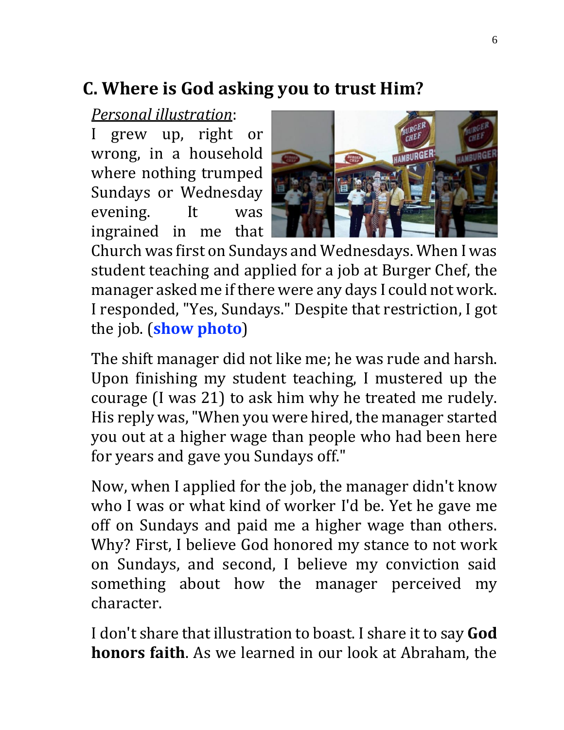## C. Where is God asking you to trust Him?

*Personal illustration*:

I grew up, right or wrong, in a household where nothing trumped Sundays or Wednesday evening. It was ingrained in me that Church was first on Sundays and Wednesdays. When I was student teaching and applied for a job at Burger Chef, the manager asked me if there were any days I could not work. I responded, "Yes, Sundays." Despite that restriction, I got the job. (**show photo**)

The shift manager did not like me; he was rude and harsh. Upon finishing my student teaching, I mustered up the courage (I was 21) to ask him why he treated me rudely. His reply was, "When you were hired, the manager started you out at a higher wage than people who had been here for years and gave you Sundays off."

Now, when I applied for the job, the manager didn't know who I was or what kind of worker I'd be. Yet he gave me off on Sundays and paid me a higher wage than others. Why? First, I believe God honored my stance to not work on Sundays, and second, I believe my conviction said something about how the manager perceived my character.

I don't share that illustration to boast. I share it to say **God honors faith**. As we learned in our look at Abraham, the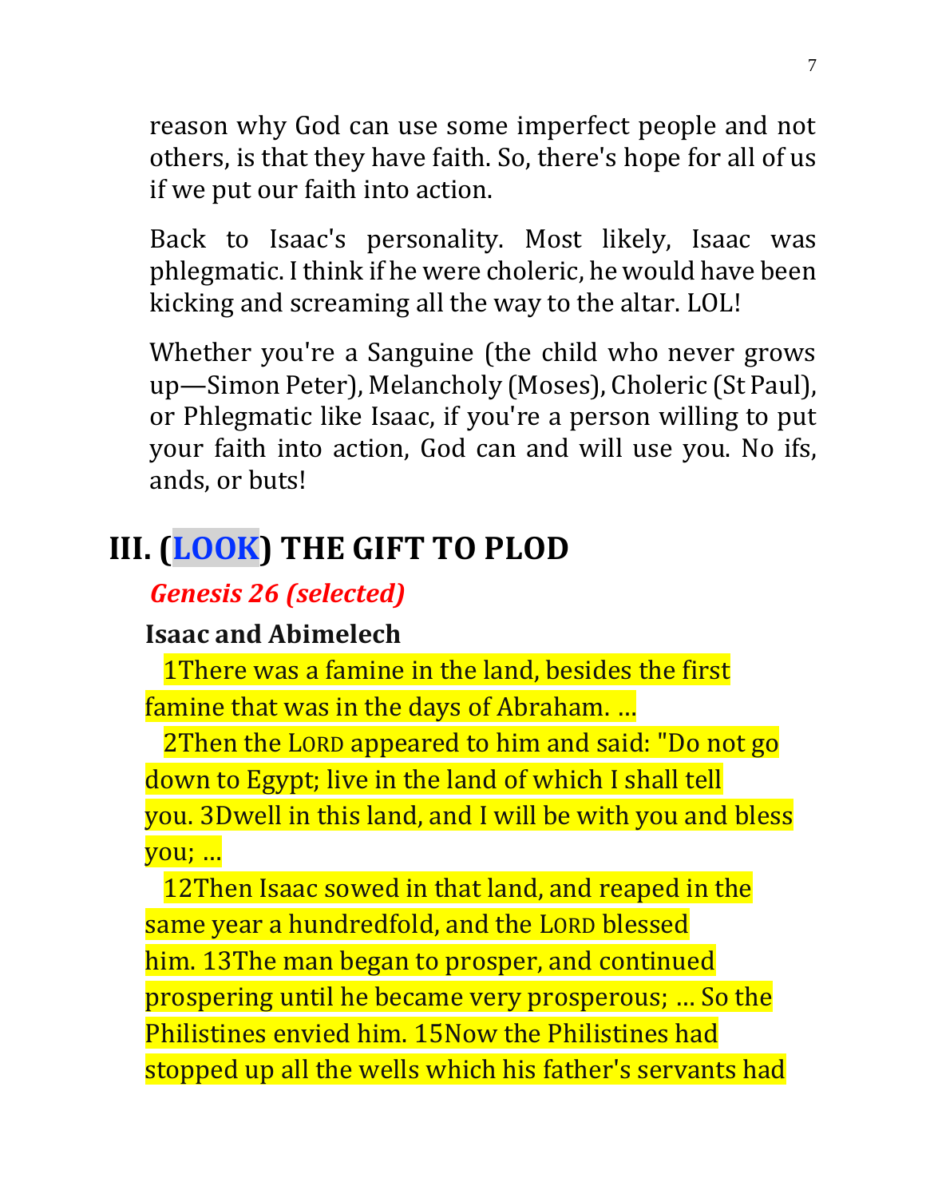reason why God can use some imperfect people and not others, is that they have faith. So, there's hope for all of us if we put our faith into action.

Back to Isaac's personality. Most likely, Isaac was phlegmatic. I think if he were choleric, he would have been kicking and screaming all the way to the altar. LOL!

Whether you're a Sanguine (the child who never grows up—Simon Peter), Melancholy (Moses), Choleric (St Paul), or Phlegmatic like Isaac, if you're a person willing to put your faith into action, God can and will use you. No ifs, ands, or buts!

# III. (LOOK) THE GIFT TO PLOD

*Genesis 26 (selected)*

**Isaac and Abimelech**

1There was a famine in the land, besides the first famine that was in the days of Abraham. ...

2Then the LORD appeared to him and said: "Do not go down to Egypt; live in the land of which I shall tell you. 3Dwell in this land, and I will be with you and bless you; ...

12Then Isaac sowed in that land, and reaped in the same year a hundredfold, and the LORD blessed him. 13The man began to prosper, and continued prospering until he became very prosperous; ... So the Philistines envied him. 15Now the Philistines had stopped up all the wells which his father's servants had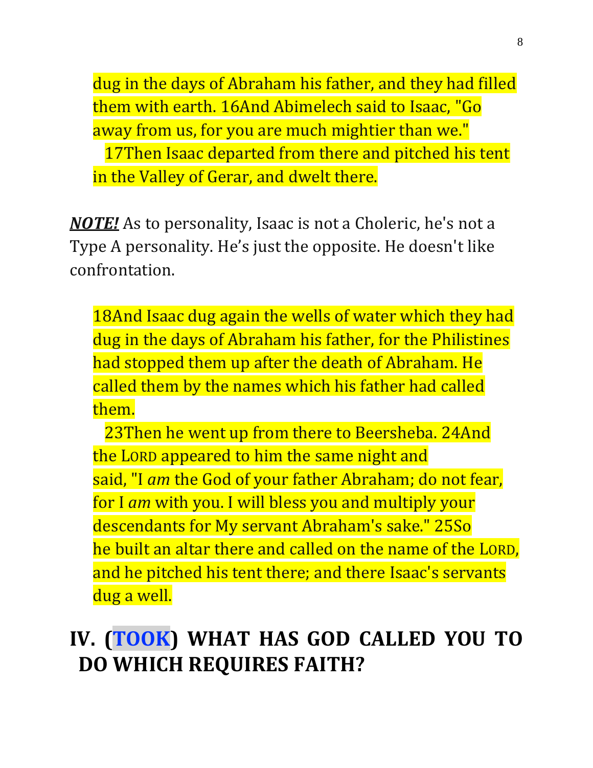dug in the days of Abraham his father, and they had filled them with earth. 16And Abimelech said to Isaac, "Go away from us, for you are much mightier than we."

17Then Isaac departed from there and pitched his tent in the Valley of Gerar, and dwelt there.

***NOTE!*** As to personality, Isaac is not a Choleric, he's not a Type A personality. He's just the opposite. He doesn't like confrontation.

18And Isaac dug again the wells of water which they had dug in the days of Abraham his father, for the Philistines had stopped them up after the death of Abraham. He called them by the names which his father had called them.

23Then he went up from there to Beersheba. 24And the LORD appeared to him the same night and said, "I *am* the God of your father Abraham; do not fear, for I *am* with you. I will bless you and multiply your descendants for My servant Abraham's sake." 25So he built an altar there and called on the name of the LORD, and he pitched his tent there; and there Isaac's servants dug a well.

# IV. (TOOK) WHAT HAS GOD CALLED YOU TO DO WHICH REQUIRES FAITH?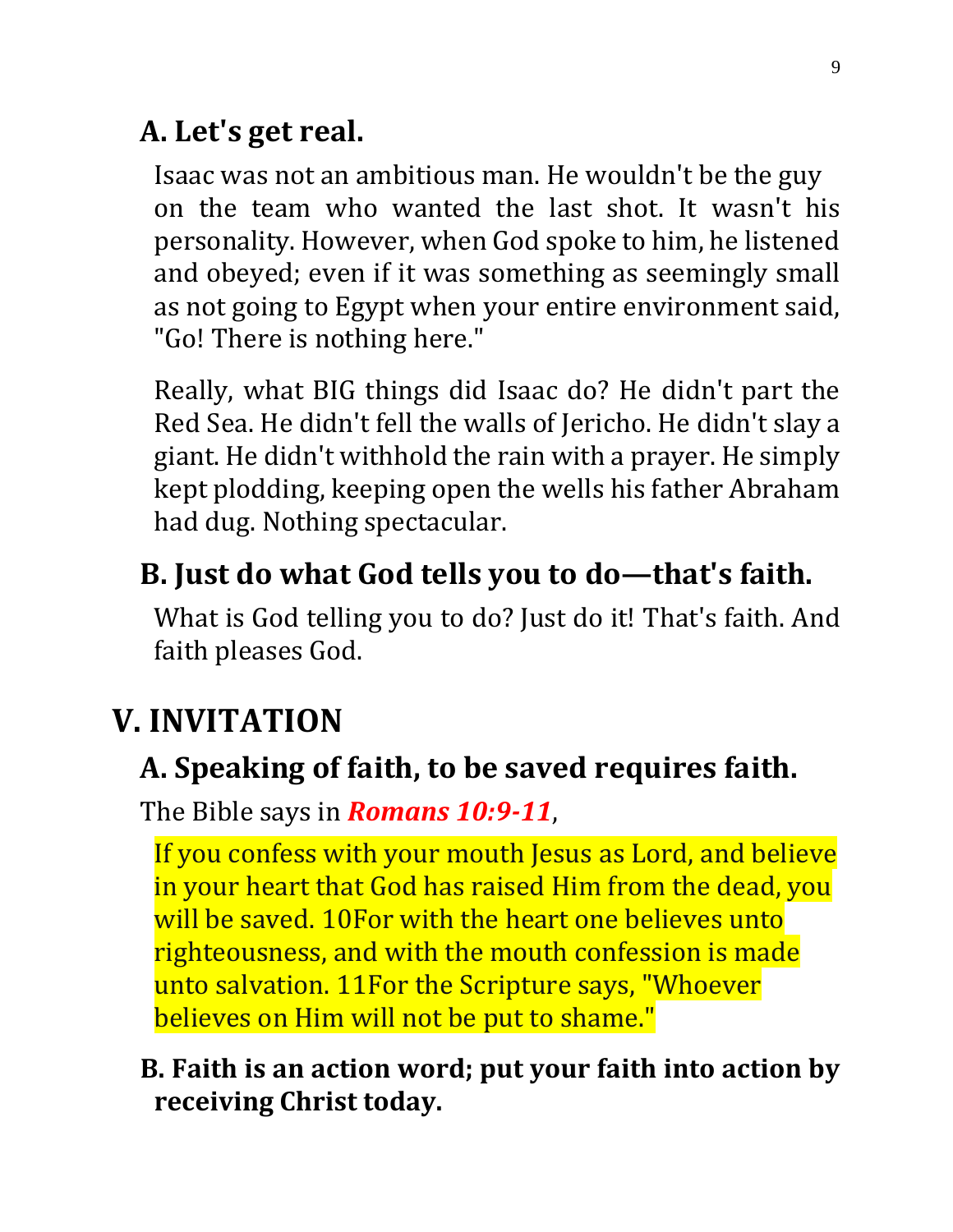### A. Let's get real.

Isaac was not an ambitious man. He wouldn't be the guy on the team who wanted the last shot. It wasn't his personality. However, when God spoke to him, he listened and obeyed; even if it was something as seemingly small as not going to Egypt when your entire environment said, "Go! There is nothing here."

Really, what BIG things did Isaac do? He didn't part the Red Sea. He didn't fell the walls of Jericho. He didn't slay a giant. He didn't withhold the rain with a prayer. He simply kept plodding, keeping open the wells his father Abraham had dug. Nothing spectacular.

### B. Just do what God tells you to do—that's faith.

What is God telling you to do? Just do it! That's faith. And faith pleases God.

## V. INVITATION

### A. Speaking of faith, to be saved requires faith.

The Bible says in ***Romans 10:9-11***,

If you confess with your mouth Jesus as Lord, and believe in your heart that God has raised Him from the dead, you will be saved. 10For with the heart one believes unto righteousness, and with the mouth confession is made unto salvation. 11For the Scripture says, "Whoever believes on Him will not be put to shame."

### B. Faith is an action word; put your faith into action by receiving Christ today.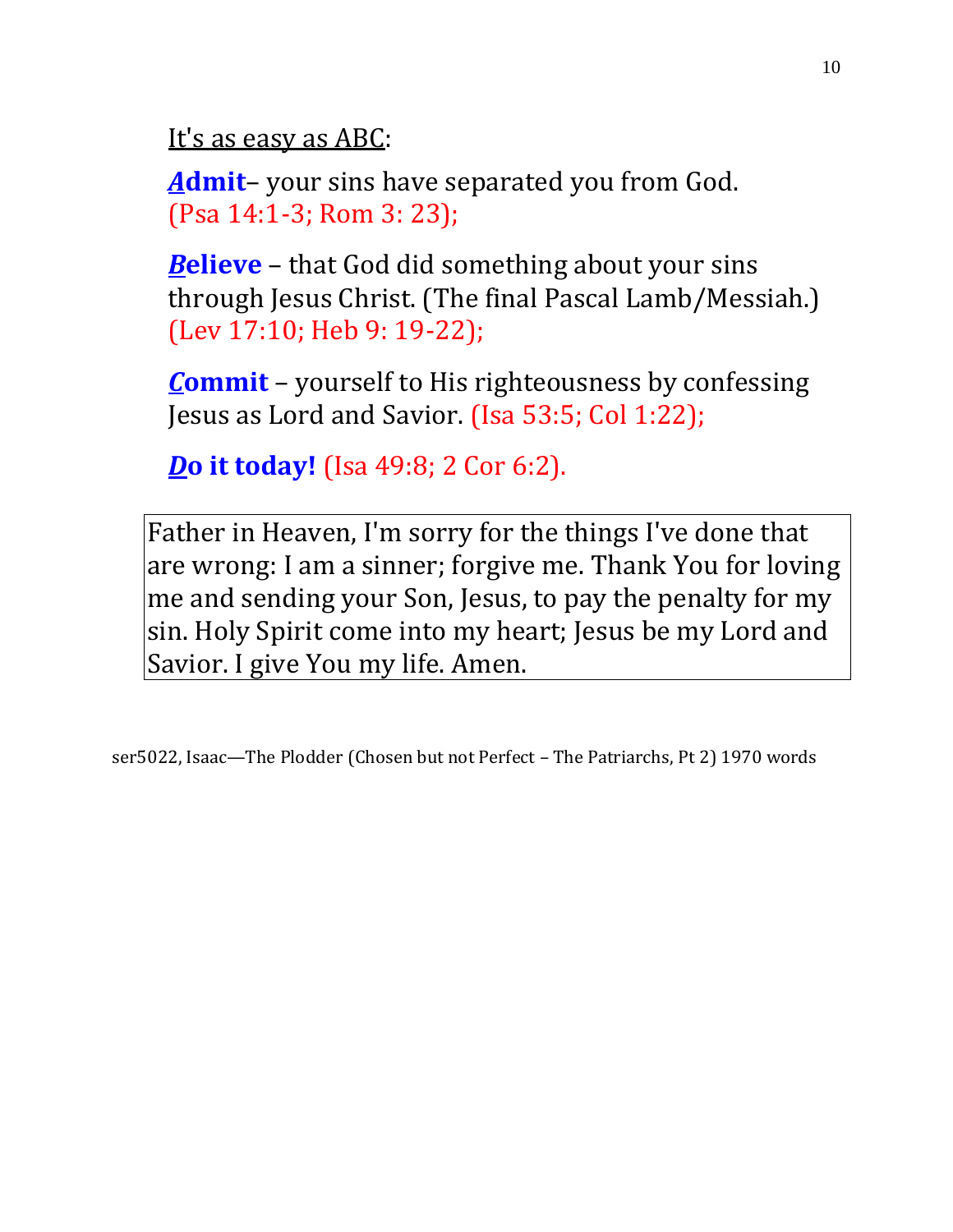<u>It's as easy as ABC</u>:

***A*dmit**– your sins have separated you from God. (Psa 14:1-3; Rom 3: 23);

***B*elieve** – that God did something about your sins through Jesus Christ. (The final Pascal Lamb/Messiah.) (Lev 17:10; Heb 9: 19-22);

***C*ommit** – yourself to His righteousness by confessing Jesus as Lord and Savior. (Isa 53:5; Col 1:22);

***D*o it today!** (Isa 49:8; 2 Cor 6:2).

> Father in Heaven, I'm sorry for the things I've done that are wrong: I am a sinner; forgive me. Thank You for loving me and sending your Son, Jesus, to pay the penalty for my sin. Holy Spirit come into my heart; Jesus be my Lord and Savior. I give You my life. Amen.

ser5022, Isaac—The Plodder (Chosen but not Perfect – The Patriarchs, Pt 2) 1970 words